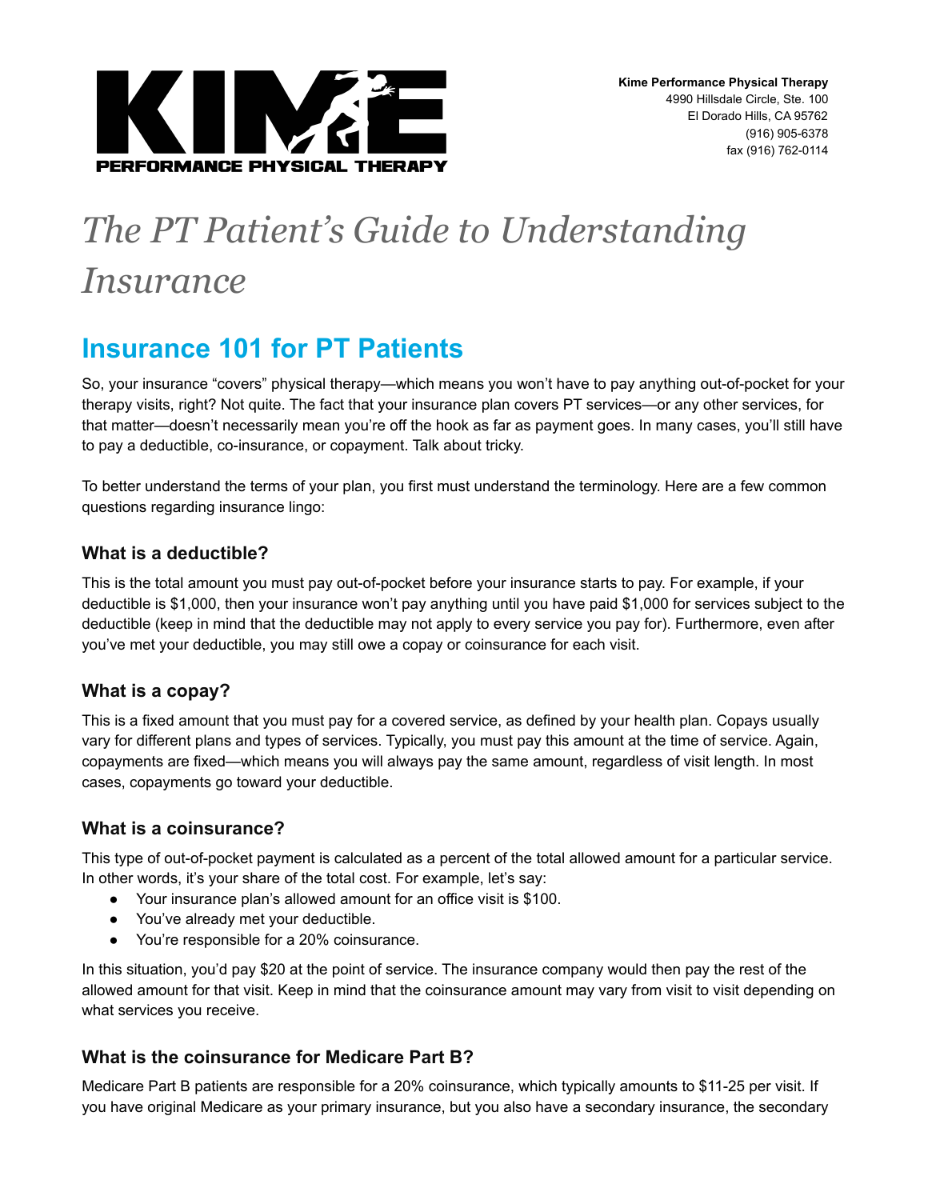**Kime Performance Physical Therapy**
4990 Hillsdale Circle, Ste. 100
El Dorado Hills, CA 95762
(916) 905-6378
fax (916) 762-0114

# *The PT Patient's Guide to Understanding Insurance*

## Insurance 101 for PT Patients

So, your insurance "covers" physical therapy—which means you won't have to pay anything out-of-pocket for your therapy visits, right? Not quite. The fact that your insurance plan covers PT services—or any other services, for that matter—doesn't necessarily mean you're off the hook as far as payment goes. In many cases, you'll still have to pay a deductible, co-insurance, or copayment. Talk about tricky.

To better understand the terms of your plan, you first must understand the terminology. Here are a few common questions regarding insurance lingo:

### What is a deductible?

This is the total amount you must pay out-of-pocket before your insurance starts to pay. For example, if your deductible is $1,000, then your insurance won't pay anything until you have paid $1,000 for services subject to the deductible (keep in mind that the deductible may not apply to every service you pay for). Furthermore, even after you've met your deductible, you may still owe a copay or coinsurance for each visit.

### What is a copay?

This is a fixed amount that you must pay for a covered service, as defined by your health plan. Copays usually vary for different plans and types of services. Typically, you must pay this amount at the time of service. Again, copayments are fixed—which means you will always pay the same amount, regardless of visit length. In most cases, copayments go toward your deductible.

### What is a coinsurance?

This type of out-of-pocket payment is calculated as a percent of the total allowed amount for a particular service. In other words, it's your share of the total cost. For example, let's say:

- Your insurance plan's allowed amount for an office visit is $100.
- You've already met your deductible.
- You're responsible for a 20% coinsurance.

In this situation, you'd pay $20 at the point of service. The insurance company would then pay the rest of the allowed amount for that visit. Keep in mind that the coinsurance amount may vary from visit to visit depending on what services you receive.

### What is the coinsurance for Medicare Part B?

Medicare Part B patients are responsible for a 20% coinsurance, which typically amounts to $11-25 per visit. If you have original Medicare as your primary insurance, but you also have a secondary insurance, the secondary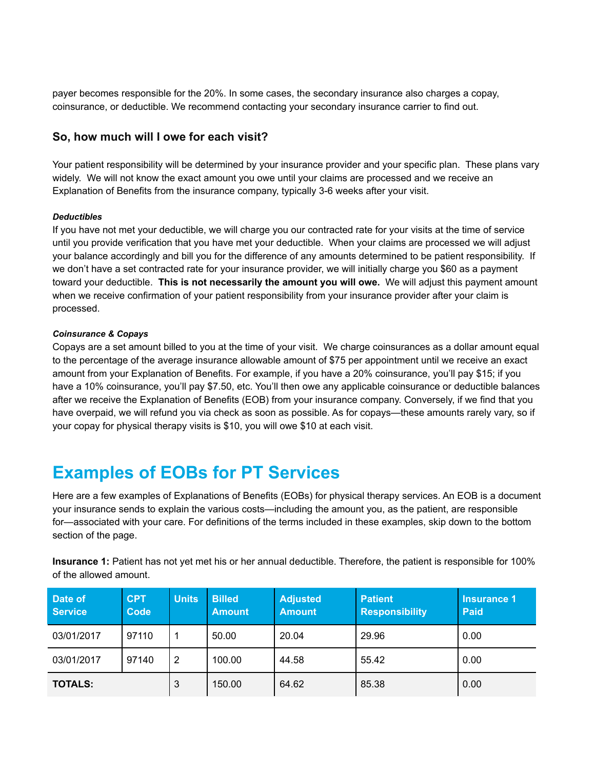payer becomes responsible for the 20%. In some cases, the secondary insurance also charges a copay, coinsurance, or deductible. We recommend contacting your secondary insurance carrier to find out.

### So, how much will I owe for each visit?

Your patient responsibility will be determined by your insurance provider and your specific plan. These plans vary widely. We will not know the exact amount you owe until your claims are processed and we receive an Explanation of Benefits from the insurance company, typically 3-6 weeks after your visit.

***Deductibles***

If you have not met your deductible, we will charge you our contracted rate for your visits at the time of service until you provide verification that you have met your deductible. When your claims are processed we will adjust your balance accordingly and bill you for the difference of any amounts determined to be patient responsibility. If we don't have a set contracted rate for your insurance provider, we will initially charge you $60 as a payment toward your deductible. **This is not necessarily the amount you will owe.** We will adjust this payment amount when we receive confirmation of your patient responsibility from your insurance provider after your claim is processed.

***Coinsurance & Copays***

Copays are a set amount billed to you at the time of your visit. We charge coinsurances as a dollar amount equal to the percentage of the average insurance allowable amount of $75 per appointment until we receive an exact amount from your Explanation of Benefits. For example, if you have a 20% coinsurance, you'll pay $15; if you have a 10% coinsurance, you'll pay $7.50, etc. You'll then owe any applicable coinsurance or deductible balances after we receive the Explanation of Benefits (EOB) from your insurance company. Conversely, if we find that you have overpaid, we will refund you via check as soon as possible. As for copays—these amounts rarely vary, so if your copay for physical therapy visits is $10, you will owe $10 at each visit.

## Examples of EOBs for PT Services

Here are a few examples of Explanations of Benefits (EOBs) for physical therapy services. An EOB is a document your insurance sends to explain the various costs—including the amount you, as the patient, are responsible for—associated with your care. For definitions of the terms included in these examples, skip down to the bottom section of the page.

**Insurance 1:** Patient has not yet met his or her annual deductible. Therefore, the patient is responsible for 100% of the allowed amount.

| Date of Service | CPT Code | Units | Billed Amount | Adjusted Amount | Patient Responsibility | Insurance 1 Paid |
|---|---|---|---|---|---|---|
| 03/01/2017 | 97110 | 1 | 50.00 | 20.04 | 29.96 | 0.00 |
| 03/01/2017 | 97140 | 2 | 100.00 | 44.58 | 55.42 | 0.00 |
| **TOTALS:** | | 3 | 150.00 | 64.62 | 85.38 | 0.00 |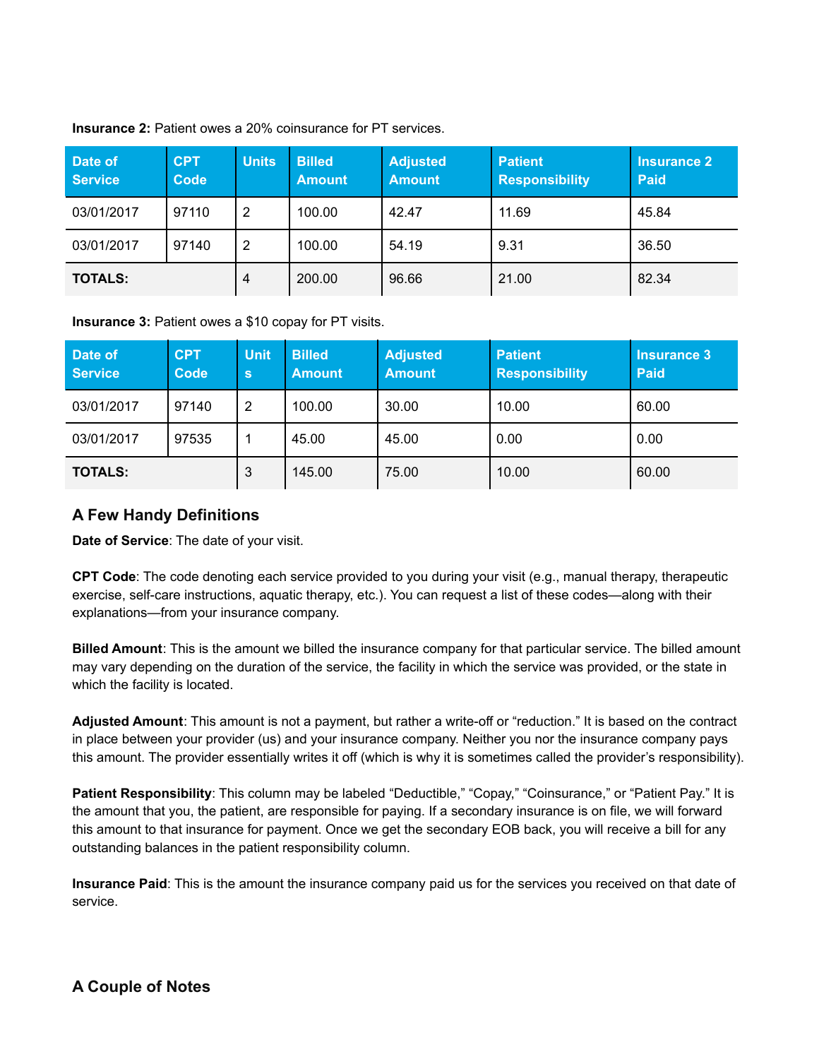**Insurance 2:** Patient owes a 20% coinsurance for PT services.

| Date of Service | CPT Code | Units | Billed Amount | Adjusted Amount | Patient Responsibility | Insurance 2 Paid |
|---|---|---|---|---|---|---|
| 03/01/2017 | 97110 | 2 | 100.00 | 42.47 | 11.69 | 45.84 |
| 03/01/2017 | 97140 | 2 | 100.00 | 54.19 | 9.31 | 36.50 |
| **TOTALS:** | | 4 | 200.00 | 96.66 | 21.00 | 82.34 |

**Insurance 3:** Patient owes a $10 copay for PT visits.

| Date of Service | CPT Code | Units | Billed Amount | Adjusted Amount | Patient Responsibility | Insurance 3 Paid |
|---|---|---|---|---|---|---|
| 03/01/2017 | 97140 | 2 | 100.00 | 30.00 | 10.00 | 60.00 |
| 03/01/2017 | 97535 | 1 | 45.00 | 45.00 | 0.00 | 0.00 |
| **TOTALS:** | | 3 | 145.00 | 75.00 | 10.00 | 60.00 |

## A Few Handy Definitions

**Date of Service**: The date of your visit.

**CPT Code**: The code denoting each service provided to you during your visit (e.g., manual therapy, therapeutic exercise, self-care instructions, aquatic therapy, etc.). You can request a list of these codes—along with their explanations—from your insurance company.

**Billed Amount**: This is the amount we billed the insurance company for that particular service. The billed amount may vary depending on the duration of the service, the facility in which the service was provided, or the state in which the facility is located.

**Adjusted Amount**: This amount is not a payment, but rather a write-off or "reduction." It is based on the contract in place between your provider (us) and your insurance company. Neither you nor the insurance company pays this amount. The provider essentially writes it off (which is why it is sometimes called the provider's responsibility).

**Patient Responsibility**: This column may be labeled "Deductible," "Copay," "Coinsurance," or "Patient Pay." It is the amount that you, the patient, are responsible for paying. If a secondary insurance is on file, we will forward this amount to that insurance for payment. Once we get the secondary EOB back, you will receive a bill for any outstanding balances in the patient responsibility column.

**Insurance Paid**: This is the amount the insurance company paid us for the services you received on that date of service.

## A Couple of Notes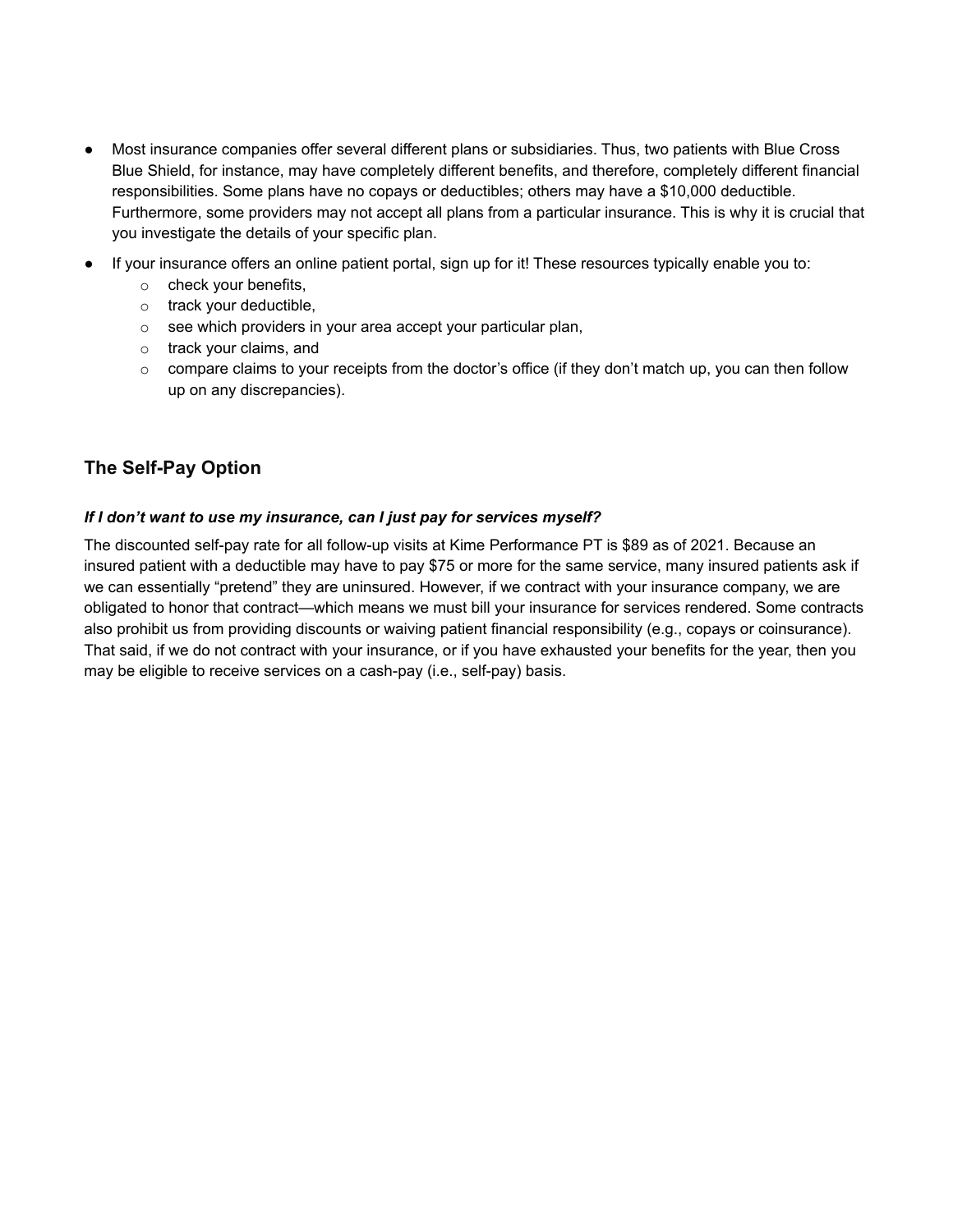- Most insurance companies offer several different plans or subsidiaries. Thus, two patients with Blue Cross Blue Shield, for instance, may have completely different benefits, and therefore, completely different financial responsibilities. Some plans have no copays or deductibles; others may have a $10,000 deductible. Furthermore, some providers may not accept all plans from a particular insurance. This is why it is crucial that you investigate the details of your specific plan.
- If your insurance offers an online patient portal, sign up for it! These resources typically enable you to:
  - check your benefits,
  - track your deductible,
  - see which providers in your area accept your particular plan,
  - track your claims, and
  - compare claims to your receipts from the doctor's office (if they don't match up, you can then follow up on any discrepancies).

## The Self-Pay Option

***If I don't want to use my insurance, can I just pay for services myself?***

The discounted self-pay rate for all follow-up visits at Kime Performance PT is $89 as of 2021. Because an insured patient with a deductible may have to pay $75 or more for the same service, many insured patients ask if we can essentially "pretend" they are uninsured. However, if we contract with your insurance company, we are obligated to honor that contract—which means we must bill your insurance for services rendered. Some contracts also prohibit us from providing discounts or waiving patient financial responsibility (e.g., copays or coinsurance). That said, if we do not contract with your insurance, or if you have exhausted your benefits for the year, then you may be eligible to receive services on a cash-pay (i.e., self-pay) basis.